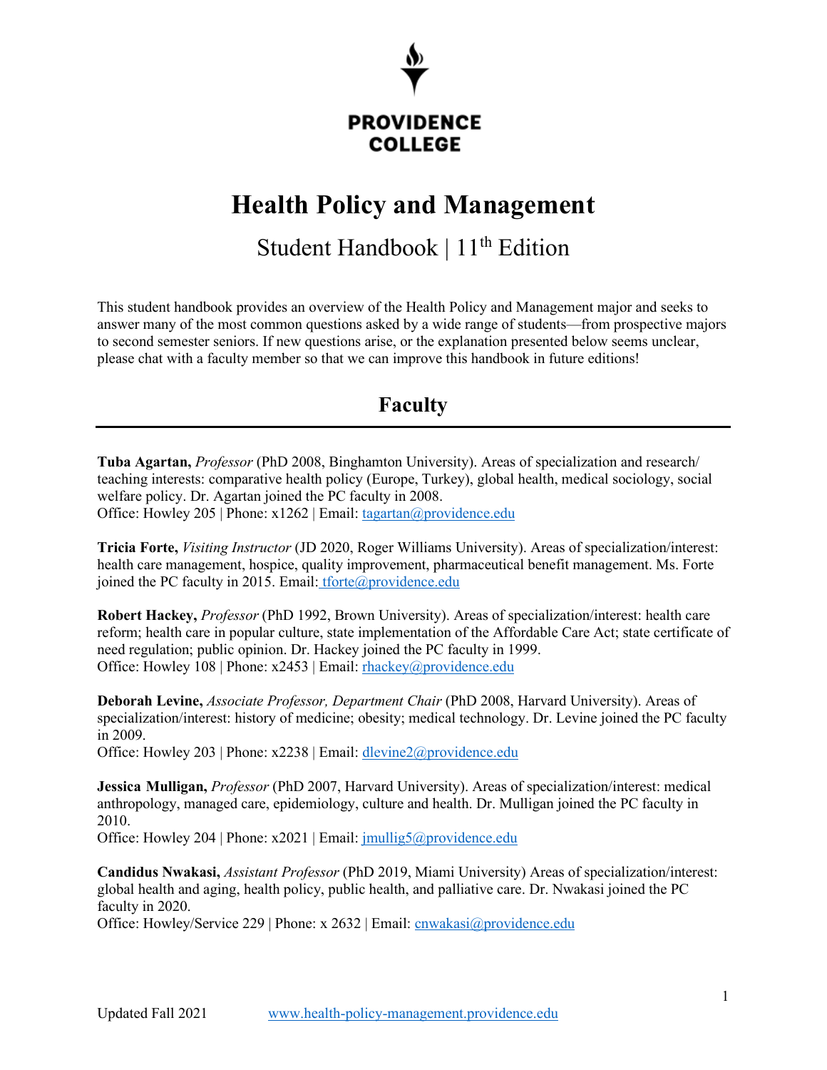**PROVIDENCE COLLEGE**

# Health Policy and Management

## Student Handbook | 11th Edition

This student handbook provides an overview of the Health Policy and Management major and seeks to answer many of the most common questions asked by a wide range of students—from prospective majors to second semester seniors. If new questions arise, or the explanation presented below seems unclear, please chat with a faculty member so that we can improve this handbook in future editions!

## Faculty

**Tuba Agartan,** *Professor* (PhD 2008, Binghamton University). Areas of specialization and research/ teaching interests: comparative health policy (Europe, Turkey), global health, medical sociology, social welfare policy. Dr. Agartan joined the PC faculty in 2008.
Office: Howley 205 | Phone: x1262 | Email: tagartan@providence.edu

**Tricia Forte,** *Visiting Instructor* (JD 2020, Roger Williams University). Areas of specialization/interest: health care management, hospice, quality improvement, pharmaceutical benefit management. Ms. Forte joined the PC faculty in 2015. Email: tforte@providence.edu

**Robert Hackey,** *Professor* (PhD 1992, Brown University). Areas of specialization/interest: health care reform; health care in popular culture, state implementation of the Affordable Care Act; state certificate of need regulation; public opinion. Dr. Hackey joined the PC faculty in 1999.
Office: Howley 108 | Phone: x2453 | Email: rhackey@providence.edu

**Deborah Levine,** *Associate Professor, Department Chair* (PhD 2008, Harvard University). Areas of specialization/interest: history of medicine; obesity; medical technology. Dr. Levine joined the PC faculty in 2009.
Office: Howley 203 | Phone: x2238 | Email: dlevine2@providence.edu

**Jessica Mulligan,** *Professor* (PhD 2007, Harvard University). Areas of specialization/interest: medical anthropology, managed care, epidemiology, culture and health. Dr. Mulligan joined the PC faculty in 2010.
Office: Howley 204 | Phone: x2021 | Email: jmullig5@providence.edu

**Candidus Nwakasi,** *Assistant Professor* (PhD 2019, Miami University) Areas of specialization/interest: global health and aging, health policy, public health, and palliative care. Dr. Nwakasi joined the PC faculty in 2020.
Office: Howley/Service 229 | Phone: x 2632 | Email: cnwakasi@providence.edu

Updated Fall 2021 www.health-policy-management.providence.edu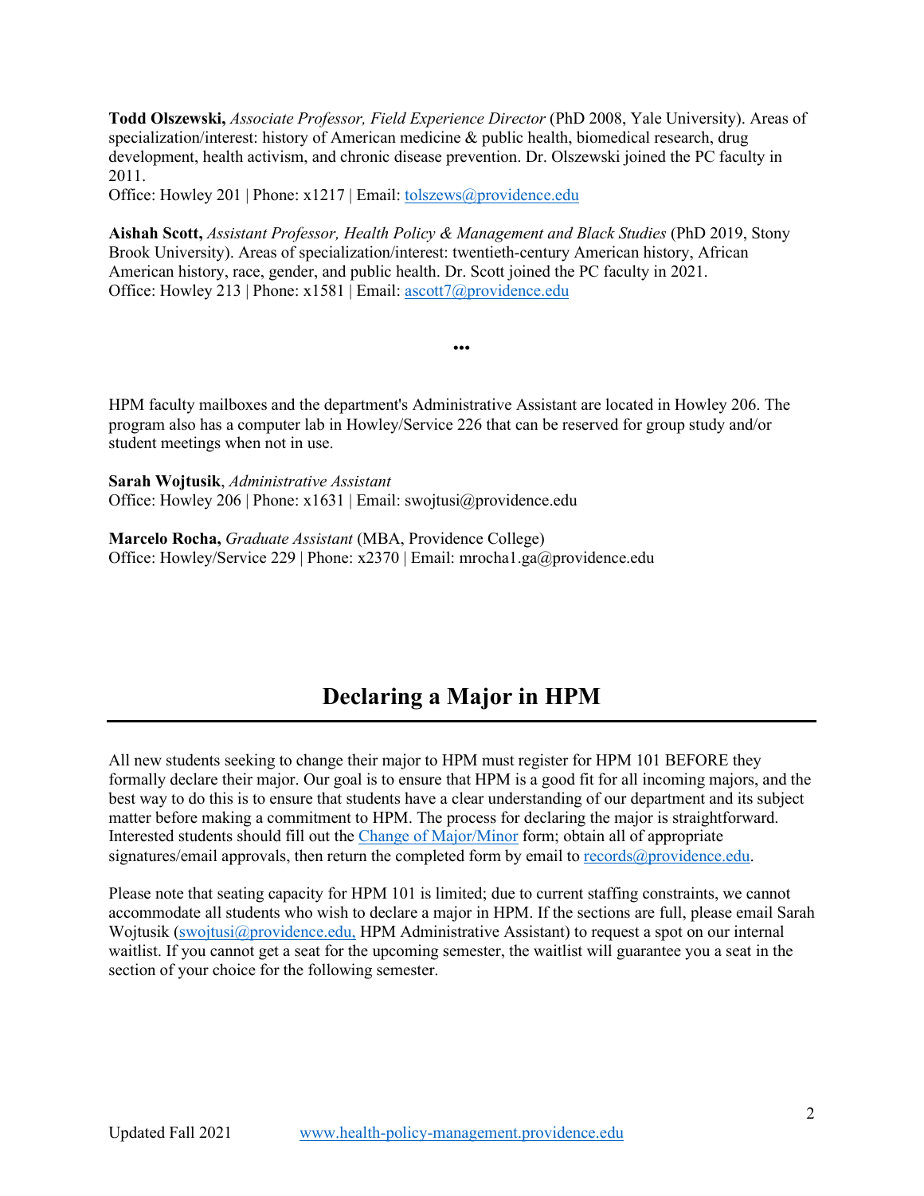**Todd Olszewski,** *Associate Professor, Field Experience Director* (PhD 2008, Yale University). Areas of specialization/interest: history of American medicine & public health, biomedical research, drug development, health activism, and chronic disease prevention. Dr. Olszewski joined the PC faculty in 2011.
Office: Howley 201 | Phone: x1217 | Email: [tolszews@providence.edu](mailto:tolszews@providence.edu)

**Aishah Scott,** *Assistant Professor, Health Policy & Management and Black Studies* (PhD 2019, Stony Brook University). Areas of specialization/interest: twentieth-century American history, African American history, race, gender, and public health. Dr. Scott joined the PC faculty in 2021.
Office: Howley 213 | Phone: x1581 | Email: [ascott7@providence.edu](mailto:ascott7@providence.edu)

•••

HPM faculty mailboxes and the department's Administrative Assistant are located in Howley 206. The program also has a computer lab in Howley/Service 226 that can be reserved for group study and/or student meetings when not in use.

**Sarah Wojtusik**, *Administrative Assistant*
Office: Howley 206 | Phone: x1631 | Email: swojtusi@providence.edu

**Marcelo Rocha,** *Graduate Assistant* (MBA, Providence College)
Office: Howley/Service 229 | Phone: x2370 | Email: mrocha1.ga@providence.edu

# Declaring a Major in HPM

All new students seeking to change their major to HPM must register for HPM 101 BEFORE they formally declare their major. Our goal is to ensure that HPM is a good fit for all incoming majors, and the best way to do this is to ensure that students have a clear understanding of our department and its subject matter before making a commitment to HPM. The process for declaring the major is straightforward. Interested students should fill out the Change of Major/Minor form; obtain all of appropriate signatures/email approvals, then return the completed form by email to [records@providence.edu](mailto:records@providence.edu).

Please note that seating capacity for HPM 101 is limited; due to current staffing constraints, we cannot accommodate all students who wish to declare a major in HPM. If the sections are full, please email Sarah Wojtusik ([swojtusi@providence.edu](mailto:swojtusi@providence.edu), HPM Administrative Assistant) to request a spot on our internal waitlist. If you cannot get a seat for the upcoming semester, the waitlist will guarantee you a seat in the section of your choice for the following semester.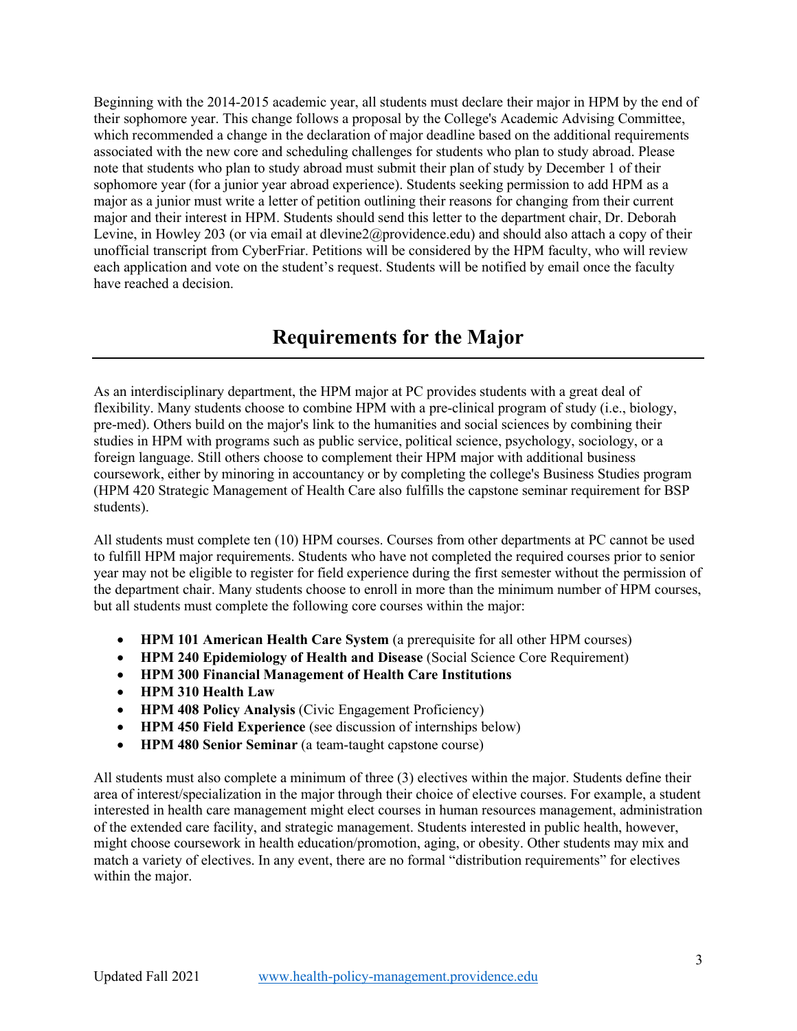Beginning with the 2014-2015 academic year, all students must declare their major in HPM by the end of their sophomore year. This change follows a proposal by the College's Academic Advising Committee, which recommended a change in the declaration of major deadline based on the additional requirements associated with the new core and scheduling challenges for students who plan to study abroad. Please note that students who plan to study abroad must submit their plan of study by December 1 of their sophomore year (for a junior year abroad experience). Students seeking permission to add HPM as a major as a junior must write a letter of petition outlining their reasons for changing from their current major and their interest in HPM. Students should send this letter to the department chair, Dr. Deborah Levine, in Howley 203 (or via email at dlevine2@providence.edu) and should also attach a copy of their unofficial transcript from CyberFriar. Petitions will be considered by the HPM faculty, who will review each application and vote on the student's request. Students will be notified by email once the faculty have reached a decision.

## Requirements for the Major

As an interdisciplinary department, the HPM major at PC provides students with a great deal of flexibility. Many students choose to combine HPM with a pre-clinical program of study (i.e., biology, pre-med). Others build on the major's link to the humanities and social sciences by combining their studies in HPM with programs such as public service, political science, psychology, sociology, or a foreign language. Still others choose to complement their HPM major with additional business coursework, either by minoring in accountancy or by completing the college's Business Studies program (HPM 420 Strategic Management of Health Care also fulfills the capstone seminar requirement for BSP students).

All students must complete ten (10) HPM courses. Courses from other departments at PC cannot be used to fulfill HPM major requirements. Students who have not completed the required courses prior to senior year may not be eligible to register for field experience during the first semester without the permission of the department chair. Many students choose to enroll in more than the minimum number of HPM courses, but all students must complete the following core courses within the major:

- **HPM 101 American Health Care System** (a prerequisite for all other HPM courses)
- **HPM 240 Epidemiology of Health and Disease** (Social Science Core Requirement)
- **HPM 300 Financial Management of Health Care Institutions**
- **HPM 310 Health Law**
- **HPM 408 Policy Analysis** (Civic Engagement Proficiency)
- **HPM 450 Field Experience** (see discussion of internships below)
- **HPM 480 Senior Seminar** (a team-taught capstone course)

All students must also complete a minimum of three (3) electives within the major. Students define their area of interest/specialization in the major through their choice of elective courses. For example, a student interested in health care management might elect courses in human resources management, administration of the extended care facility, and strategic management. Students interested in public health, however, might choose coursework in health education/promotion, aging, or obesity. Other students may mix and match a variety of electives. In any event, there are no formal "distribution requirements" for electives within the major.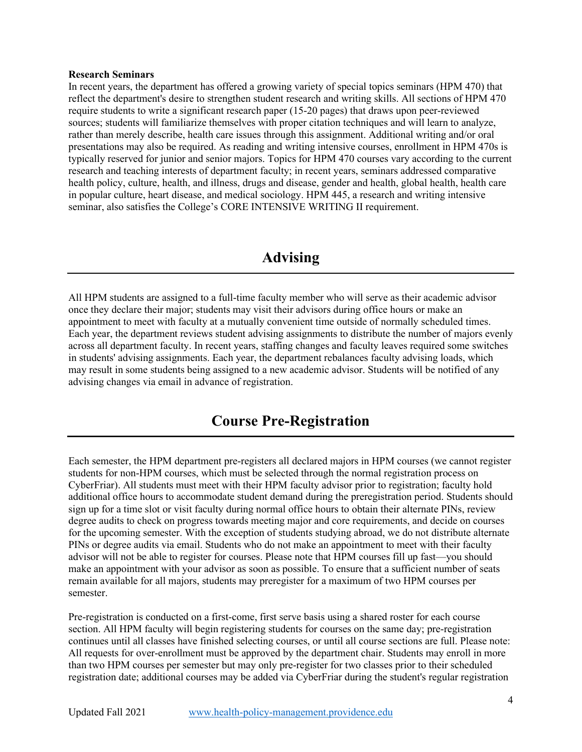**Research Seminars**

In recent years, the department has offered a growing variety of special topics seminars (HPM 470) that reflect the department's desire to strengthen student research and writing skills. All sections of HPM 470 require students to write a significant research paper (15-20 pages) that draws upon peer-reviewed sources; students will familiarize themselves with proper citation techniques and will learn to analyze, rather than merely describe, health care issues through this assignment. Additional writing and/or oral presentations may also be required. As reading and writing intensive courses, enrollment in HPM 470s is typically reserved for junior and senior majors. Topics for HPM 470 courses vary according to the current research and teaching interests of department faculty; in recent years, seminars addressed comparative health policy, culture, health, and illness, drugs and disease, gender and health, global health, health care in popular culture, heart disease, and medical sociology. HPM 445, a research and writing intensive seminar, also satisfies the College's CORE INTENSIVE WRITING II requirement.

## Advising

All HPM students are assigned to a full-time faculty member who will serve as their academic advisor once they declare their major; students may visit their advisors during office hours or make an appointment to meet with faculty at a mutually convenient time outside of normally scheduled times. Each year, the department reviews student advising assignments to distribute the number of majors evenly across all department faculty. In recent years, staffing changes and faculty leaves required some switches in students' advising assignments. Each year, the department rebalances faculty advising loads, which may result in some students being assigned to a new academic advisor. Students will be notified of any advising changes via email in advance of registration.

## Course Pre-Registration

Each semester, the HPM department pre-registers all declared majors in HPM courses (we cannot register students for non-HPM courses, which must be selected through the normal registration process on CyberFriar). All students must meet with their HPM faculty advisor prior to registration; faculty hold additional office hours to accommodate student demand during the preregistration period. Students should sign up for a time slot or visit faculty during normal office hours to obtain their alternate PINs, review degree audits to check on progress towards meeting major and core requirements, and decide on courses for the upcoming semester. With the exception of students studying abroad, we do not distribute alternate PINs or degree audits via email. Students who do not make an appointment to meet with their faculty advisor will not be able to register for courses. Please note that HPM courses fill up fast—you should make an appointment with your advisor as soon as possible. To ensure that a sufficient number of seats remain available for all majors, students may preregister for a maximum of two HPM courses per semester.

Pre-registration is conducted on a first-come, first serve basis using a shared roster for each course section. All HPM faculty will begin registering students for courses on the same day; pre-registration continues until all classes have finished selecting courses, or until all course sections are full. Please note: All requests for over-enrollment must be approved by the department chair. Students may enroll in more than two HPM courses per semester but may only pre-register for two classes prior to their scheduled registration date; additional courses may be added via CyberFriar during the student's regular registration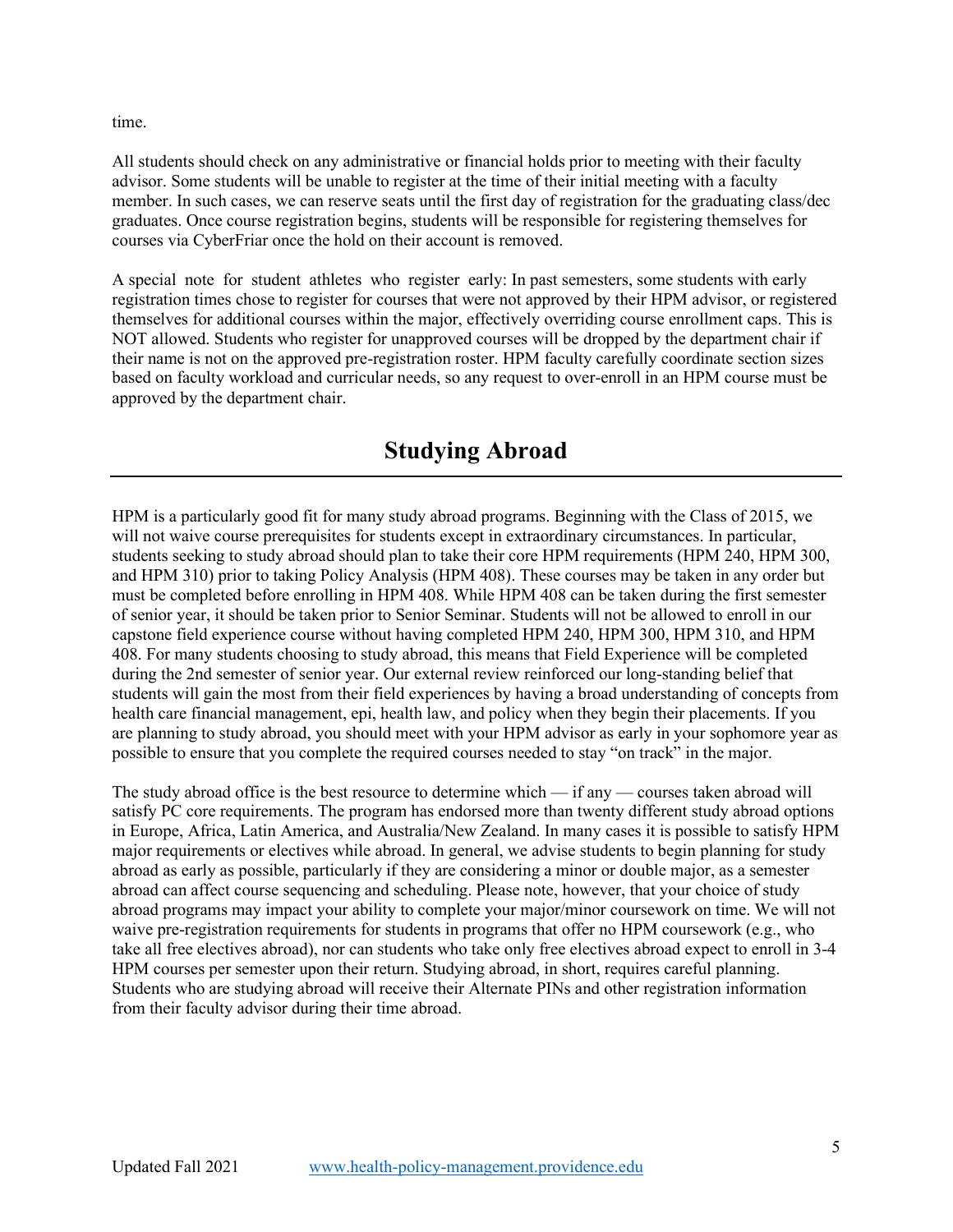time.

All students should check on any administrative or financial holds prior to meeting with their faculty advisor. Some students will be unable to register at the time of their initial meeting with a faculty member. In such cases, we can reserve seats until the first day of registration for the graduating class/dec graduates. Once course registration begins, students will be responsible for registering themselves for courses via CyberFriar once the hold on their account is removed.

A special note for student athletes who register early: In past semesters, some students with early registration times chose to register for courses that were not approved by their HPM advisor, or registered themselves for additional courses within the major, effectively overriding course enrollment caps. This is NOT allowed. Students who register for unapproved courses will be dropped by the department chair if their name is not on the approved pre-registration roster. HPM faculty carefully coordinate section sizes based on faculty workload and curricular needs, so any request to over-enroll in an HPM course must be approved by the department chair.

# Studying Abroad

HPM is a particularly good fit for many study abroad programs. Beginning with the Class of 2015, we will not waive course prerequisites for students except in extraordinary circumstances. In particular, students seeking to study abroad should plan to take their core HPM requirements (HPM 240, HPM 300, and HPM 310) prior to taking Policy Analysis (HPM 408). These courses may be taken in any order but must be completed before enrolling in HPM 408. While HPM 408 can be taken during the first semester of senior year, it should be taken prior to Senior Seminar. Students will not be allowed to enroll in our capstone field experience course without having completed HPM 240, HPM 300, HPM 310, and HPM 408. For many students choosing to study abroad, this means that Field Experience will be completed during the 2nd semester of senior year. Our external review reinforced our long-standing belief that students will gain the most from their field experiences by having a broad understanding of concepts from health care financial management, epi, health law, and policy when they begin their placements. If you are planning to study abroad, you should meet with your HPM advisor as early in your sophomore year as possible to ensure that you complete the required courses needed to stay "on track" in the major.

The study abroad office is the best resource to determine which — if any — courses taken abroad will satisfy PC core requirements. The program has endorsed more than twenty different study abroad options in Europe, Africa, Latin America, and Australia/New Zealand. In many cases it is possible to satisfy HPM major requirements or electives while abroad. In general, we advise students to begin planning for study abroad as early as possible, particularly if they are considering a minor or double major, as a semester abroad can affect course sequencing and scheduling. Please note, however, that your choice of study abroad programs may impact your ability to complete your major/minor coursework on time. We will not waive pre-registration requirements for students in programs that offer no HPM coursework (e.g., who take all free electives abroad), nor can students who take only free electives abroad expect to enroll in 3-4 HPM courses per semester upon their return. Studying abroad, in short, requires careful planning. Students who are studying abroad will receive their Alternate PINs and other registration information from their faculty advisor during their time abroad.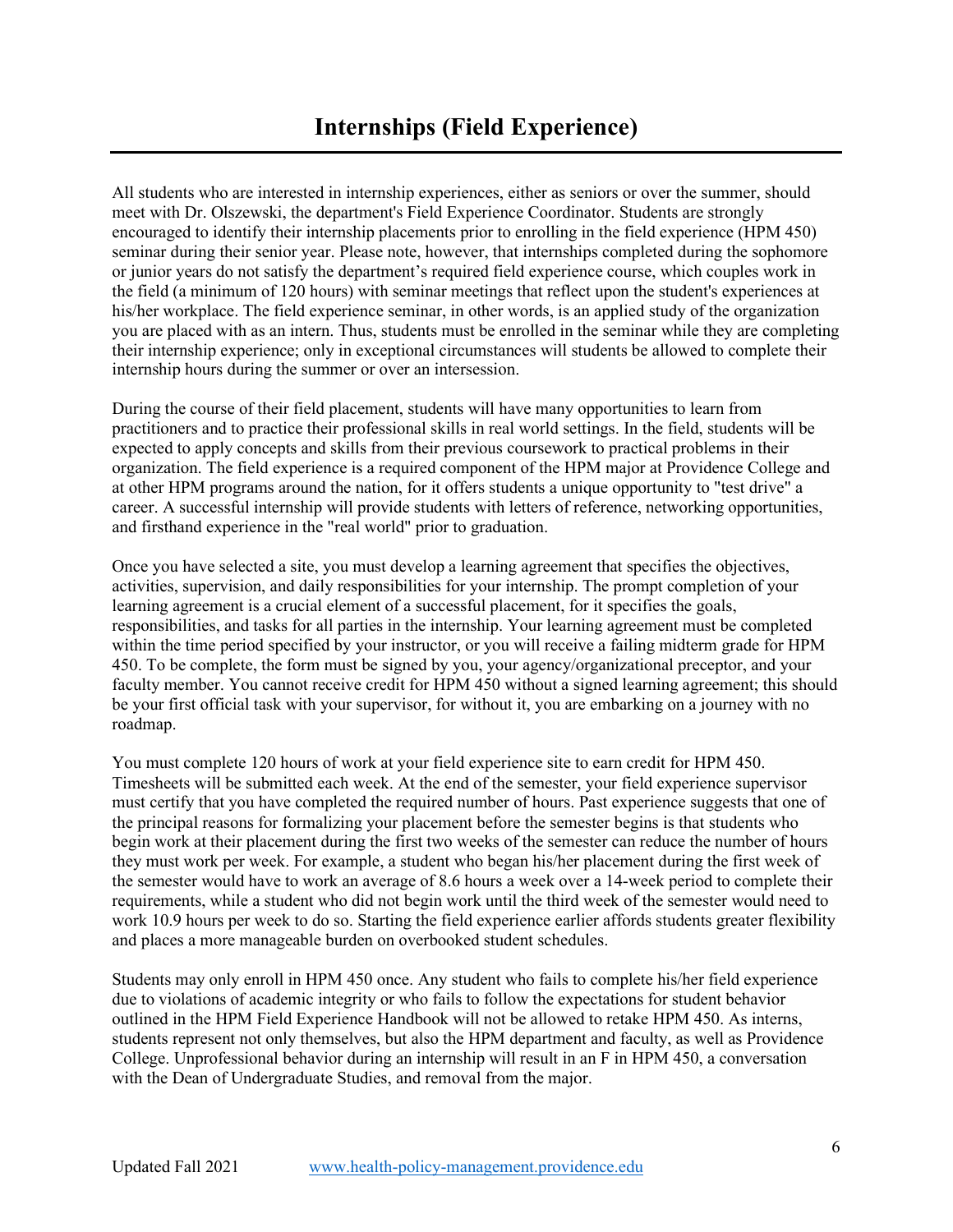# Internships (Field Experience)

All students who are interested in internship experiences, either as seniors or over the summer, should meet with Dr. Olszewski, the department's Field Experience Coordinator. Students are strongly encouraged to identify their internship placements prior to enrolling in the field experience (HPM 450) seminar during their senior year. Please note, however, that internships completed during the sophomore or junior years do not satisfy the department's required field experience course, which couples work in the field (a minimum of 120 hours) with seminar meetings that reflect upon the student's experiences at his/her workplace. The field experience seminar, in other words, is an applied study of the organization you are placed with as an intern. Thus, students must be enrolled in the seminar while they are completing their internship experience; only in exceptional circumstances will students be allowed to complete their internship hours during the summer or over an intersession.

During the course of their field placement, students will have many opportunities to learn from practitioners and to practice their professional skills in real world settings. In the field, students will be expected to apply concepts and skills from their previous coursework to practical problems in their organization. The field experience is a required component of the HPM major at Providence College and at other HPM programs around the nation, for it offers students a unique opportunity to "test drive" a career. A successful internship will provide students with letters of reference, networking opportunities, and firsthand experience in the "real world" prior to graduation.

Once you have selected a site, you must develop a learning agreement that specifies the objectives, activities, supervision, and daily responsibilities for your internship. The prompt completion of your learning agreement is a crucial element of a successful placement, for it specifies the goals, responsibilities, and tasks for all parties in the internship. Your learning agreement must be completed within the time period specified by your instructor, or you will receive a failing midterm grade for HPM 450. To be complete, the form must be signed by you, your agency/organizational preceptor, and your faculty member. You cannot receive credit for HPM 450 without a signed learning agreement; this should be your first official task with your supervisor, for without it, you are embarking on a journey with no roadmap.

You must complete 120 hours of work at your field experience site to earn credit for HPM 450. Timesheets will be submitted each week. At the end of the semester, your field experience supervisor must certify that you have completed the required number of hours. Past experience suggests that one of the principal reasons for formalizing your placement before the semester begins is that students who begin work at their placement during the first two weeks of the semester can reduce the number of hours they must work per week. For example, a student who began his/her placement during the first week of the semester would have to work an average of 8.6 hours a week over a 14-week period to complete their requirements, while a student who did not begin work until the third week of the semester would need to work 10.9 hours per week to do so. Starting the field experience earlier affords students greater flexibility and places a more manageable burden on overbooked student schedules.

Students may only enroll in HPM 450 once. Any student who fails to complete his/her field experience due to violations of academic integrity or who fails to follow the expectations for student behavior outlined in the HPM Field Experience Handbook will not be allowed to retake HPM 450. As interns, students represent not only themselves, but also the HPM department and faculty, as well as Providence College. Unprofessional behavior during an internship will result in an F in HPM 450, a conversation with the Dean of Undergraduate Studies, and removal from the major.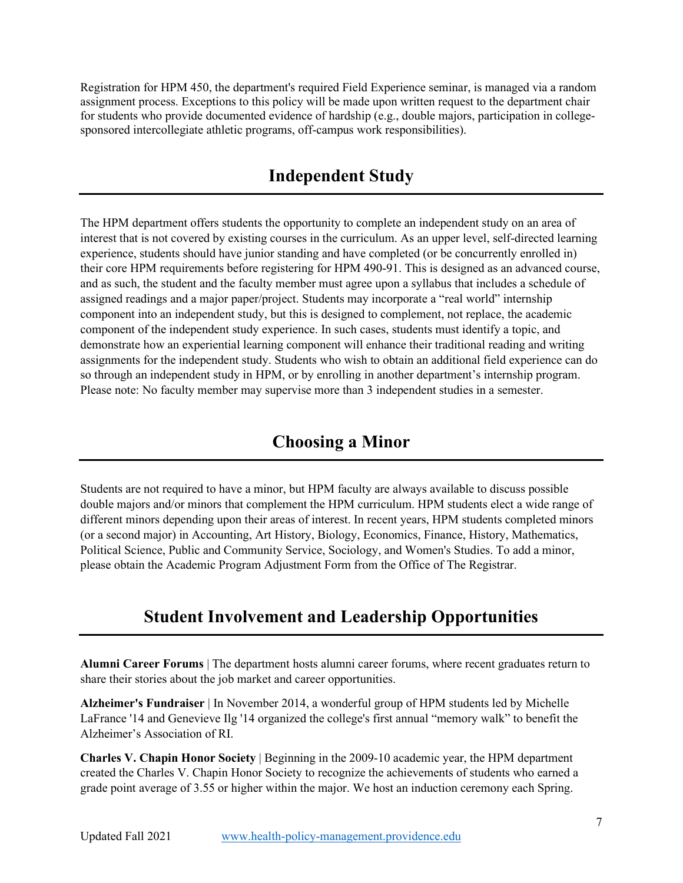Registration for HPM 450, the department's required Field Experience seminar, is managed via a random assignment process. Exceptions to this policy will be made upon written request to the department chair for students who provide documented evidence of hardship (e.g., double majors, participation in college-sponsored intercollegiate athletic programs, off-campus work responsibilities).

## Independent Study

The HPM department offers students the opportunity to complete an independent study on an area of interest that is not covered by existing courses in the curriculum. As an upper level, self-directed learning experience, students should have junior standing and have completed (or be concurrently enrolled in) their core HPM requirements before registering for HPM 490-91. This is designed as an advanced course, and as such, the student and the faculty member must agree upon a syllabus that includes a schedule of assigned readings and a major paper/project. Students may incorporate a "real world" internship component into an independent study, but this is designed to complement, not replace, the academic component of the independent study experience. In such cases, students must identify a topic, and demonstrate how an experiential learning component will enhance their traditional reading and writing assignments for the independent study. Students who wish to obtain an additional field experience can do so through an independent study in HPM, or by enrolling in another department's internship program. Please note: No faculty member may supervise more than 3 independent studies in a semester.

## Choosing a Minor

Students are not required to have a minor, but HPM faculty are always available to discuss possible double majors and/or minors that complement the HPM curriculum. HPM students elect a wide range of different minors depending upon their areas of interest. In recent years, HPM students completed minors (or a second major) in Accounting, Art History, Biology, Economics, Finance, History, Mathematics, Political Science, Public and Community Service, Sociology, and Women's Studies. To add a minor, please obtain the Academic Program Adjustment Form from the Office of The Registrar.

## Student Involvement and Leadership Opportunities

**Alumni Career Forums** | The department hosts alumni career forums, where recent graduates return to share their stories about the job market and career opportunities.

**Alzheimer's Fundraiser** | In November 2014, a wonderful group of HPM students led by Michelle LaFrance '14 and Genevieve Ilg '14 organized the college's first annual "memory walk" to benefit the Alzheimer's Association of RI.

**Charles V. Chapin Honor Society** | Beginning in the 2009-10 academic year, the HPM department created the Charles V. Chapin Honor Society to recognize the achievements of students who earned a grade point average of 3.55 or higher within the major. We host an induction ceremony each Spring.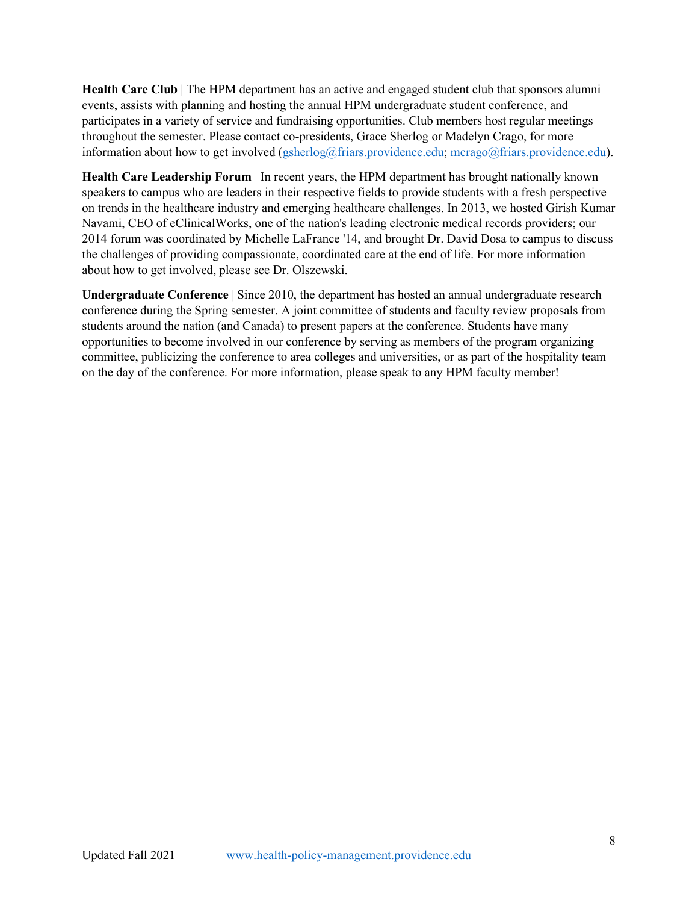**Health Care Club** | The HPM department has an active and engaged student club that sponsors alumni events, assists with planning and hosting the annual HPM undergraduate student conference, and participates in a variety of service and fundraising opportunities. Club members host regular meetings throughout the semester. Please contact co-presidents, Grace Sherlog or Madelyn Crago, for more information about how to get involved (gsherlog@friars.providence.edu; mcrago@friars.providence.edu).

**Health Care Leadership Forum** | In recent years, the HPM department has brought nationally known speakers to campus who are leaders in their respective fields to provide students with a fresh perspective on trends in the healthcare industry and emerging healthcare challenges. In 2013, we hosted Girish Kumar Navami, CEO of eClinicalWorks, one of the nation's leading electronic medical records providers; our 2014 forum was coordinated by Michelle LaFrance '14, and brought Dr. David Dosa to campus to discuss the challenges of providing compassionate, coordinated care at the end of life. For more information about how to get involved, please see Dr. Olszewski.

**Undergraduate Conference** | Since 2010, the department has hosted an annual undergraduate research conference during the Spring semester. A joint committee of students and faculty review proposals from students around the nation (and Canada) to present papers at the conference. Students have many opportunities to become involved in our conference by serving as members of the program organizing committee, publicizing the conference to area colleges and universities, or as part of the hospitality team on the day of the conference. For more information, please speak to any HPM faculty member!